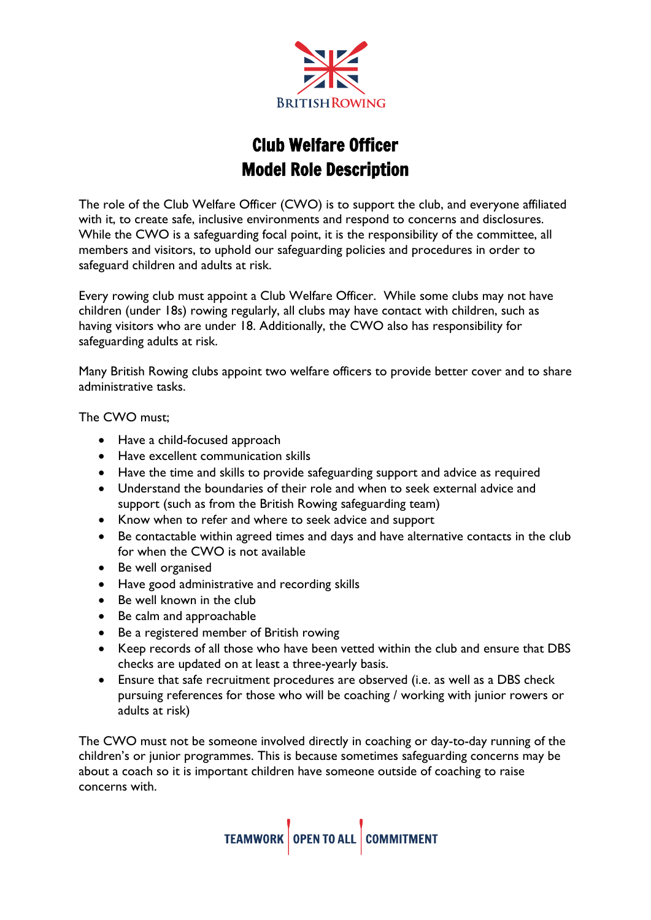# Club Welfare Officer
# Model Role Description

The role of the Club Welfare Officer (CWO) is to support the club, and everyone affiliated with it, to create safe, inclusive environments and respond to concerns and disclosures. While the CWO is a safeguarding focal point, it is the responsibility of the committee, all members and visitors, to uphold our safeguarding policies and procedures in order to safeguard children and adults at risk.

Every rowing club must appoint a Club Welfare Officer. While some clubs may not have children (under 18s) rowing regularly, all clubs may have contact with children, such as having visitors who are under 18. Additionally, the CWO also has responsibility for safeguarding adults at risk.

Many British Rowing clubs appoint two welfare officers to provide better cover and to share administrative tasks.

The CWO must;

- Have a child-focused approach
- Have excellent communication skills
- Have the time and skills to provide safeguarding support and advice as required
- Understand the boundaries of their role and when to seek external advice and support (such as from the British Rowing safeguarding team)
- Know when to refer and where to seek advice and support
- Be contactable within agreed times and days and have alternative contacts in the club for when the CWO is not available
- Be well organised
- Have good administrative and recording skills
- Be well known in the club
- Be calm and approachable
- Be a registered member of British rowing
- Keep records of all those who have been vetted within the club and ensure that DBS checks are updated on at least a three-yearly basis.
- Ensure that safe recruitment procedures are observed (i.e. as well as a DBS check pursuing references for those who will be coaching / working with junior rowers or adults at risk)

The CWO must not be someone involved directly in coaching or day-to-day running of the children's or junior programmes. This is because sometimes safeguarding concerns may be about a coach so it is important children have someone outside of coaching to raise concerns with.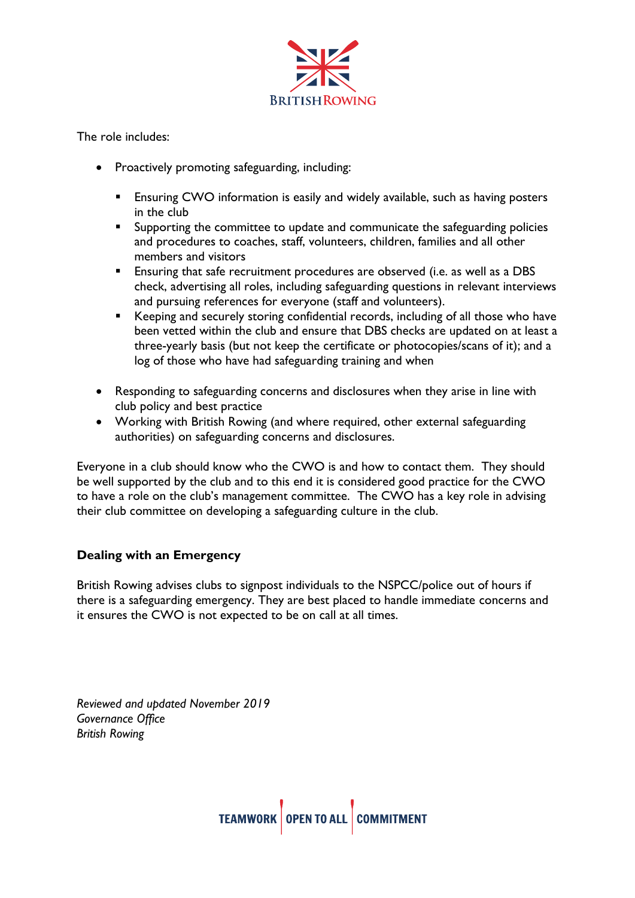The role includes:

- Proactively promoting safeguarding, including:
  - Ensuring CWO information is easily and widely available, such as having posters in the club
  - Supporting the committee to update and communicate the safeguarding policies and procedures to coaches, staff, volunteers, children, families and all other members and visitors
  - Ensuring that safe recruitment procedures are observed (i.e. as well as a DBS check, advertising all roles, including safeguarding questions in relevant interviews and pursuing references for everyone (staff and volunteers).
  - Keeping and securely storing confidential records, including of all those who have been vetted within the club and ensure that DBS checks are updated on at least a three-yearly basis (but not keep the certificate or photocopies/scans of it); and a log of those who have had safeguarding training and when
- Responding to safeguarding concerns and disclosures when they arise in line with club policy and best practice
- Working with British Rowing (and where required, other external safeguarding authorities) on safeguarding concerns and disclosures.

Everyone in a club should know who the CWO is and how to contact them. They should be well supported by the club and to this end it is considered good practice for the CWO to have a role on the club's management committee. The CWO has a key role in advising their club committee on developing a safeguarding culture in the club.

**Dealing with an Emergency**

British Rowing advises clubs to signpost individuals to the NSPCC/police out of hours if there is a safeguarding emergency. They are best placed to handle immediate concerns and it ensures the CWO is not expected to be on call at all times.

*Reviewed and updated November 2019*
*Governance Office*
*British Rowing*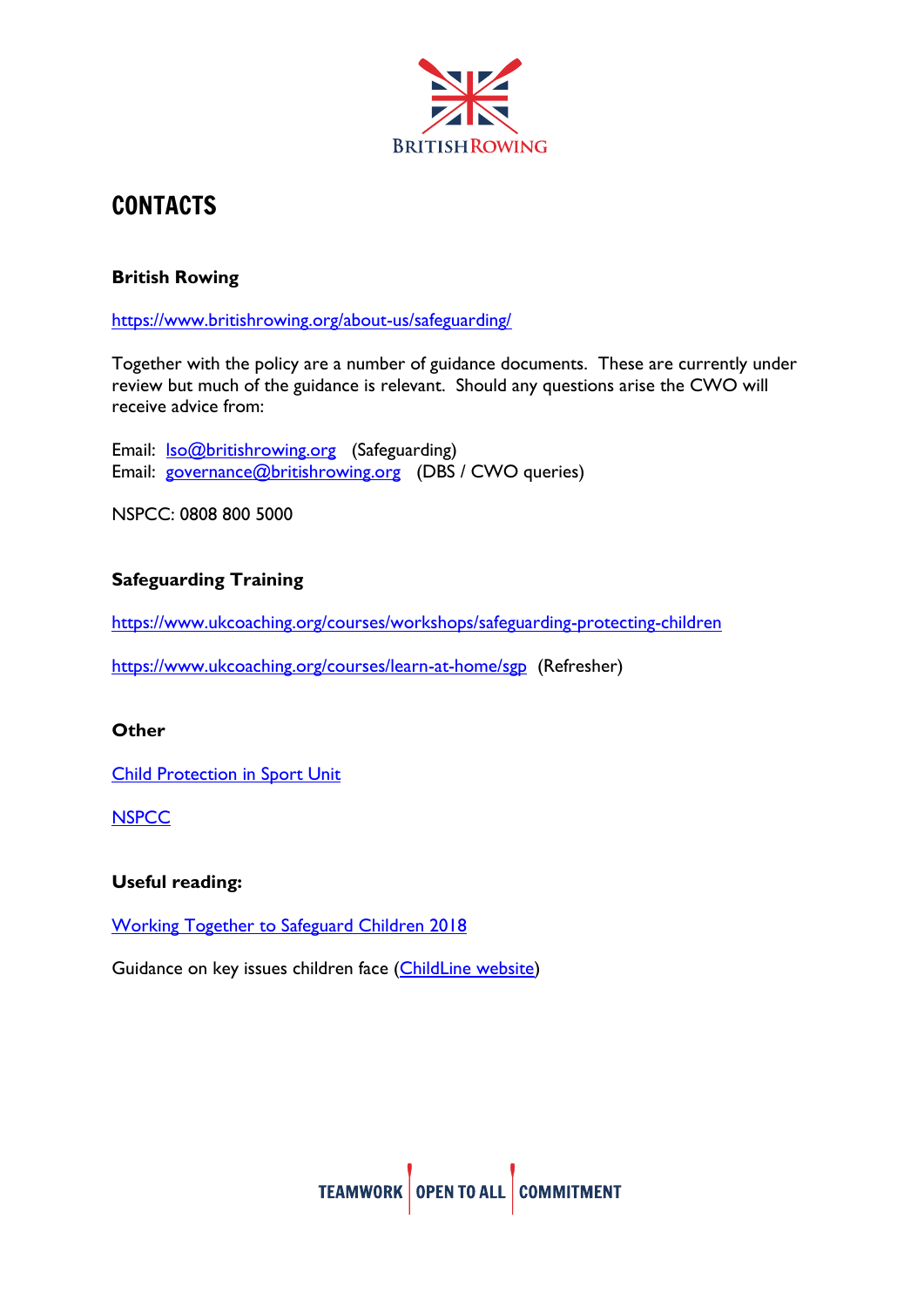# CONTACTS

**British Rowing**

https://www.britishrowing.org/about-us/safeguarding/

Together with the policy are a number of guidance documents. These are currently under review but much of the guidance is relevant. Should any questions arise the CWO will receive advice from:

Email: lso@britishrowing.org (Safeguarding)
Email: governance@britishrowing.org (DBS / CWO queries)

NSPCC: 0808 800 5000

**Safeguarding Training**

https://www.ukcoaching.org/courses/workshops/safeguarding-protecting-children

https://www.ukcoaching.org/courses/learn-at-home/sgp (Refresher)

**Other**

Child Protection in Sport Unit

NSPCC

**Useful reading:**

Working Together to Safeguard Children 2018

Guidance on key issues children face (ChildLine website)